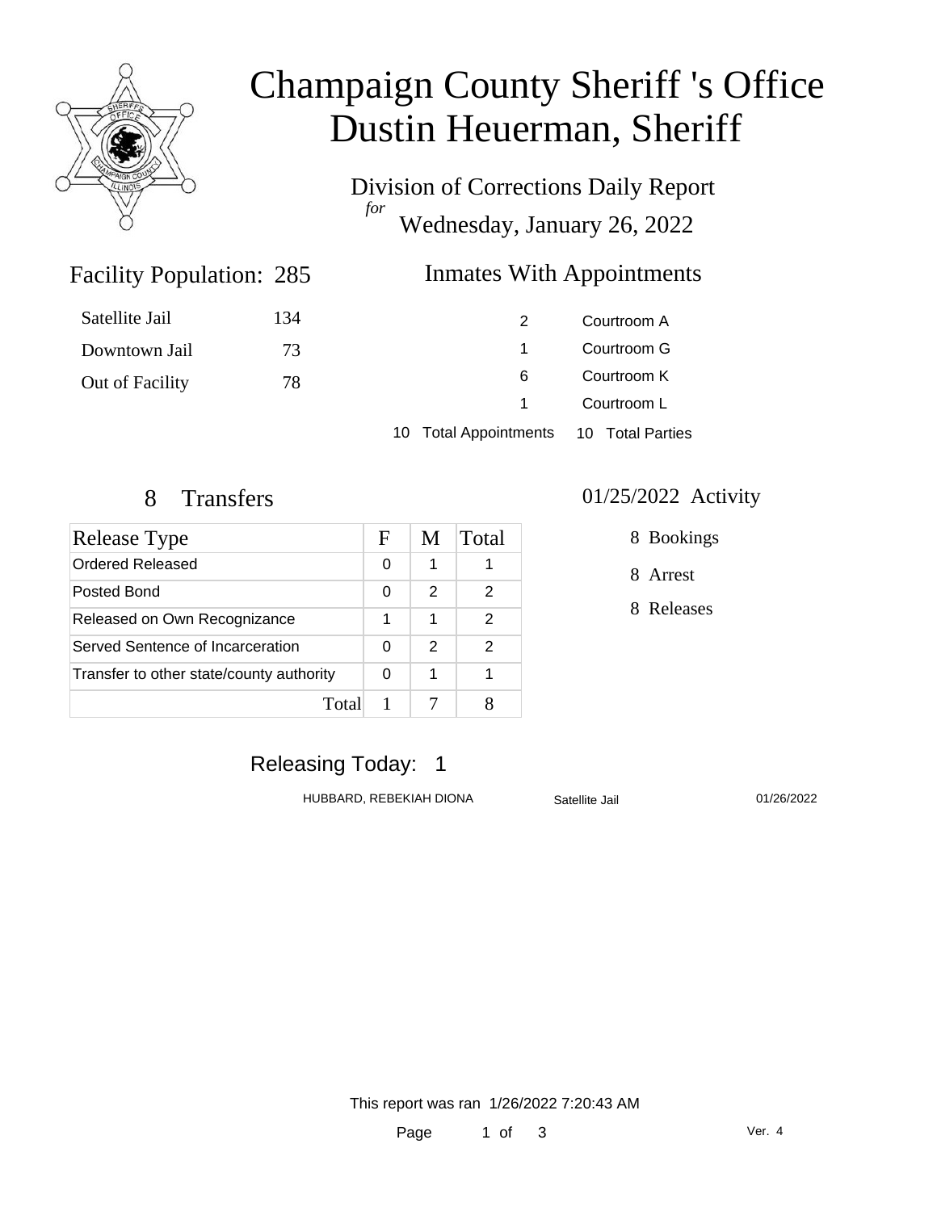# Champaign County Sheriff 's Office
# Dustin Heuerman, Sheriff

## Division of Corrections Daily Report
*for*
## Wednesday, January 26, 2022

### Facility Population: 285

| | |
|---|---|
| Satellite Jail | 134 |
| Downtown Jail | 73 |
| Out of Facility | 78 |

### Inmates With Appointments

| | |
|---|---|
| 2 | Courtroom A |
| 1 | Courtroom G |
| 6 | Courtroom K |
| 1 | Courtroom L |
| 10 Total Appointments | 10 Total Parties |

### 8 Transfers

| Release Type | F | M | Total |
|---|---|---|---|
| Ordered Released | 0 | 1 | 1 |
| Posted Bond | 0 | 2 | 2 |
| Released on Own Recognizance | 1 | 1 | 2 |
| Served Sentence of Incarceration | 0 | 2 | 2 |
| Transfer to other state/county authority | 0 | 1 | 1 |
| Total | 1 | 7 | 8 |

### 01/25/2022 Activity

8 Bookings

8 Arrest

8 Releases

### Releasing Today: 1

| | | |
|---|---|---|
| HUBBARD, REBEKIAH DIONA | Satellite Jail | 01/26/2022 |

This report was ran 1/26/2022 7:20:43 AM

Ver. 4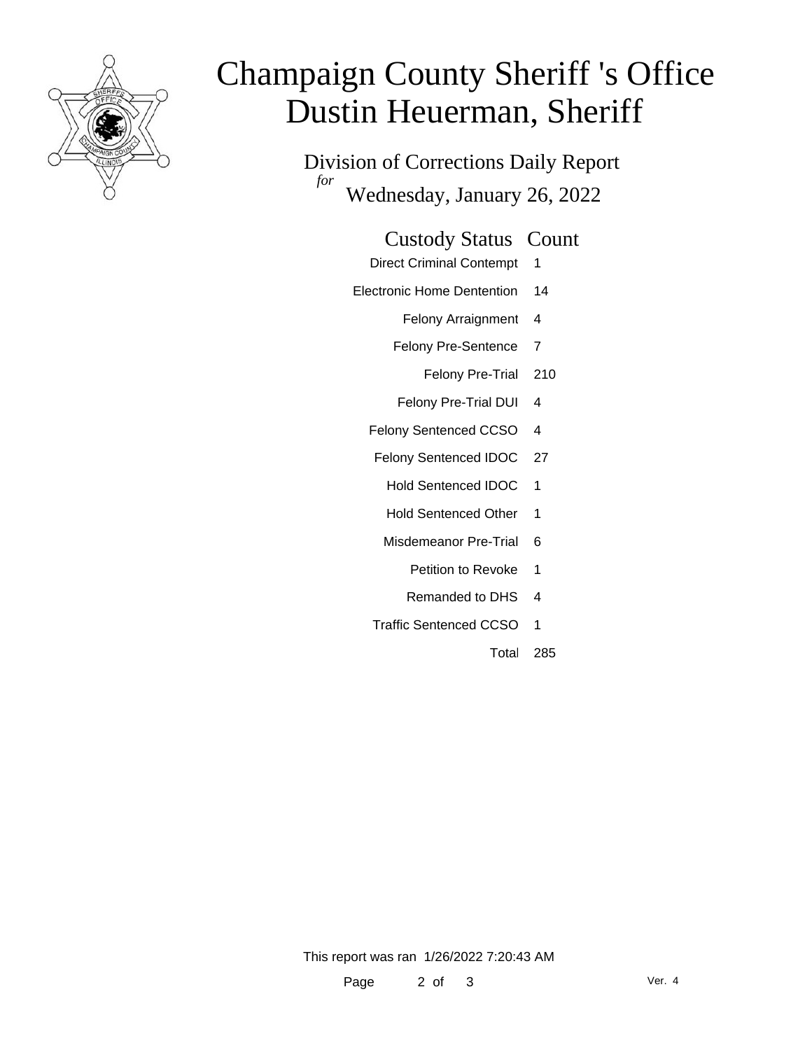# Champaign County Sheriff 's Office
# Dustin Heuerman, Sheriff

Division of Corrections Daily Report
*for*
Wednesday, January 26, 2022

| Custody Status | Count |
| --- | --- |
| Direct Criminal Contempt | 1 |
| Electronic Home Dentention | 14 |
| Felony Arraignment | 4 |
| Felony Pre-Sentence | 7 |
| Felony Pre-Trial | 210 |
| Felony Pre-Trial DUI | 4 |
| Felony Sentenced CCSO | 4 |
| Felony Sentenced IDOC | 27 |
| Hold Sentenced IDOC | 1 |
| Hold Sentenced Other | 1 |
| Misdemeanor Pre-Trial | 6 |
| Petition to Revoke | 1 |
| Remanded to DHS | 4 |
| Traffic Sentenced CCSO | 1 |
| Total | 285 |

This report was ran 1/26/2022 7:20:43 AM

Ver. 4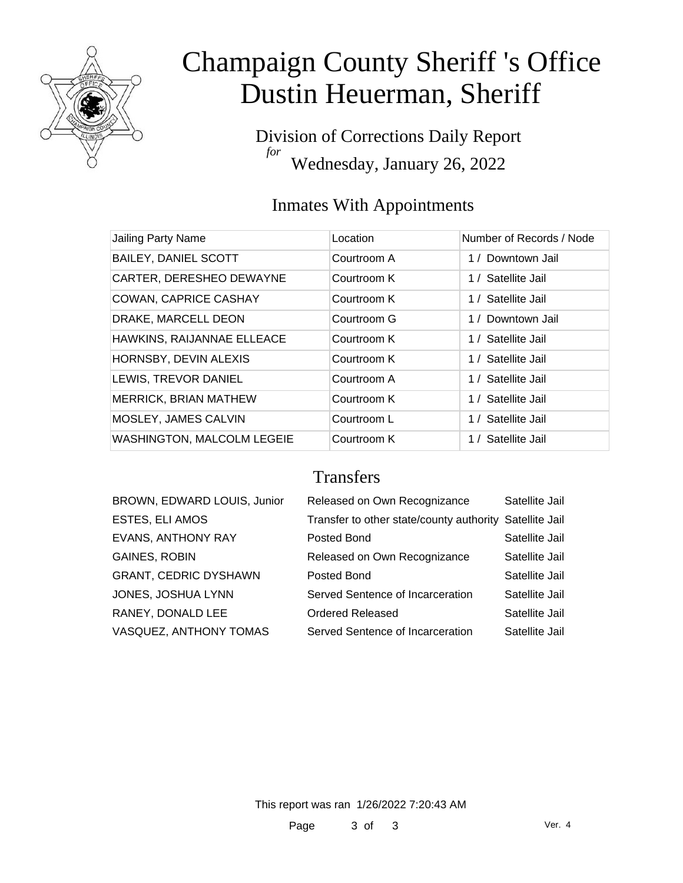# Champaign County Sheriff 's Office
# Dustin Heuerman, Sheriff

Division of Corrections Daily Report
*for*
Wednesday, January 26, 2022

## Inmates With Appointments

| Jailing Party Name | Location | Number of Records / Node |
|---|---|---|
| BAILEY, DANIEL SCOTT | Courtroom A | 1 / Downtown Jail |
| CARTER, DERESHEO DEWAYNE | Courtroom K | 1 / Satellite Jail |
| COWAN, CAPRICE CASHAY | Courtroom K | 1 / Satellite Jail |
| DRAKE, MARCELL DEON | Courtroom G | 1 / Downtown Jail |
| HAWKINS, RAIJANNAE ELLEACE | Courtroom K | 1 / Satellite Jail |
| HORNSBY, DEVIN ALEXIS | Courtroom K | 1 / Satellite Jail |
| LEWIS, TREVOR DANIEL | Courtroom A | 1 / Satellite Jail |
| MERRICK, BRIAN MATHEW | Courtroom K | 1 / Satellite Jail |
| MOSLEY, JAMES CALVIN | Courtroom L | 1 / Satellite Jail |
| WASHINGTON, MALCOLM LEGEIE | Courtroom K | 1 / Satellite Jail |

## Transfers

| | | |
|---|---|---|
| BROWN, EDWARD LOUIS, Junior | Released on Own Recognizance | Satellite Jail |
| ESTES, ELI AMOS | Transfer to other state/county authority | Satellite Jail |
| EVANS, ANTHONY RAY | Posted Bond | Satellite Jail |
| GAINES, ROBIN | Released on Own Recognizance | Satellite Jail |
| GRANT, CEDRIC DYSHAWN | Posted Bond | Satellite Jail |
| JONES, JOSHUA LYNN | Served Sentence of Incarceration | Satellite Jail |
| RANEY, DONALD LEE | Ordered Released | Satellite Jail |
| VASQUEZ, ANTHONY TOMAS | Served Sentence of Incarceration | Satellite Jail |

This report was ran 1/26/2022 7:20:43 AM